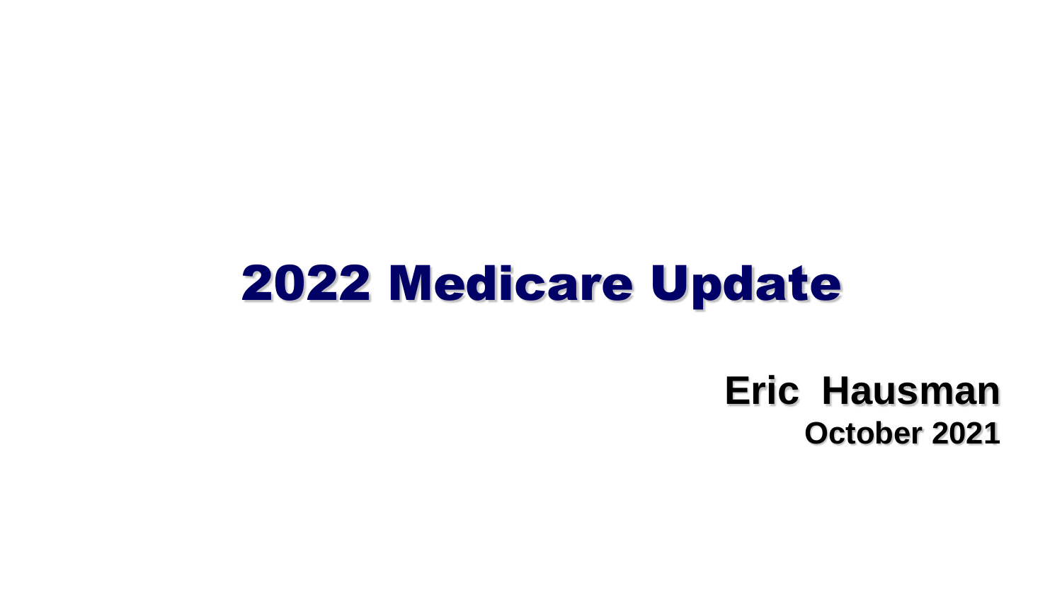# 2022 Medicare Update

**Eric Hausman**

**October 2021**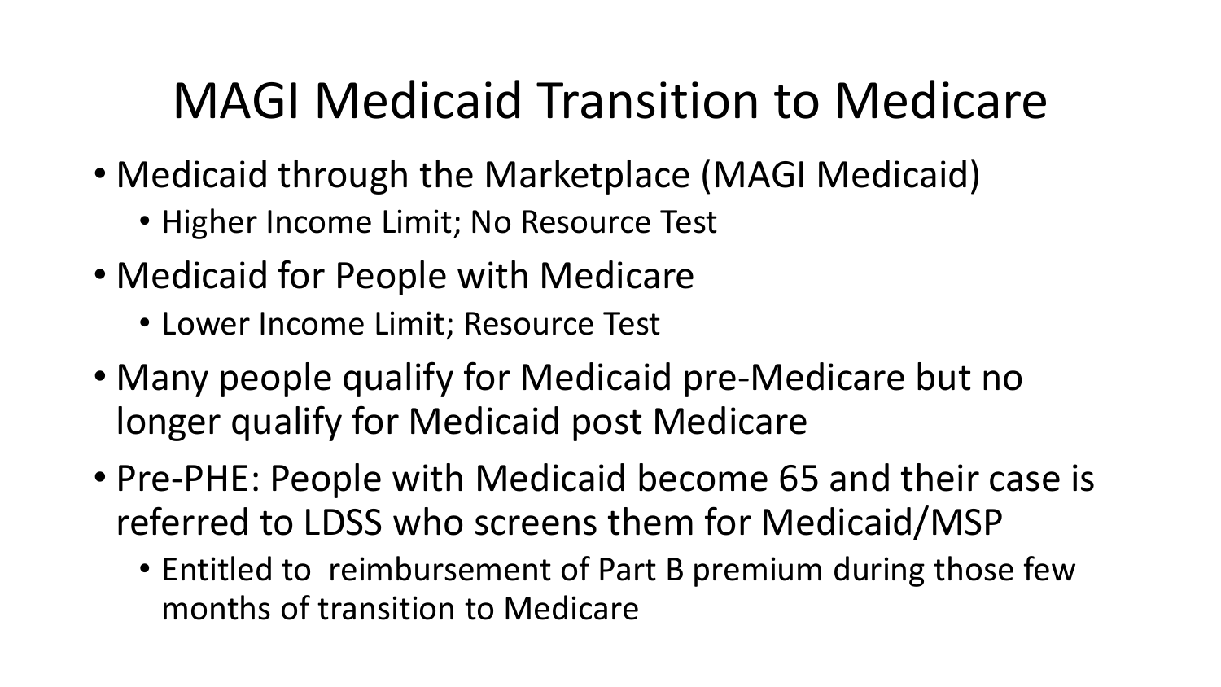# MAGI Medicaid Transition to Medicare

- Medicaid through the Marketplace (MAGI Medicaid)
  - Higher Income Limit; No Resource Test
- Medicaid for People with Medicare
  - Lower Income Limit; Resource Test
- Many people qualify for Medicaid pre-Medicare but no longer qualify for Medicaid post Medicare
- Pre-PHE: People with Medicaid become 65 and their case is referred to LDSS who screens them for Medicaid/MSP
  - Entitled to reimbursement of Part B premium during those few months of transition to Medicare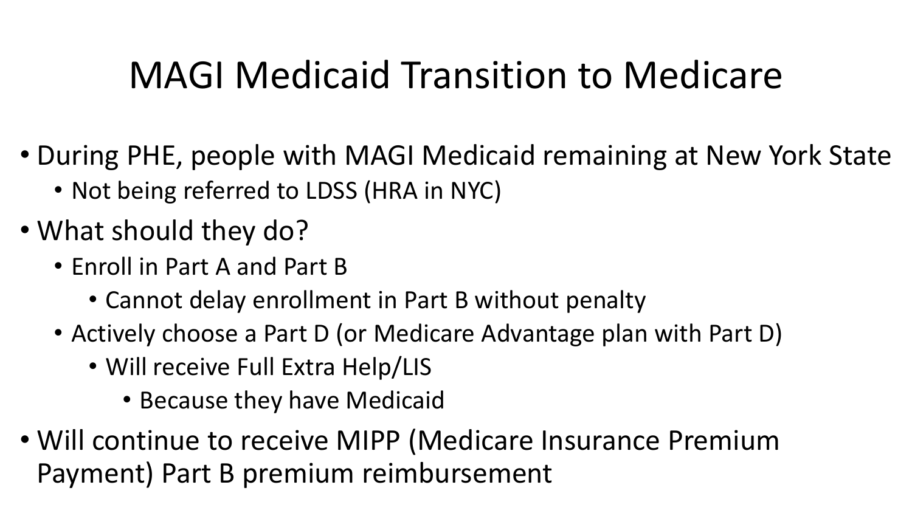# MAGI Medicaid Transition to Medicare

- During PHE, people with MAGI Medicaid remaining at New York State
  - Not being referred to LDSS (HRA in NYC)
- What should they do?
  - Enroll in Part A and Part B
    - Cannot delay enrollment in Part B without penalty
  - Actively choose a Part D (or Medicare Advantage plan with Part D)
    - Will receive Full Extra Help/LIS
      - Because they have Medicaid
- Will continue to receive MIPP (Medicare Insurance Premium Payment) Part B premium reimbursement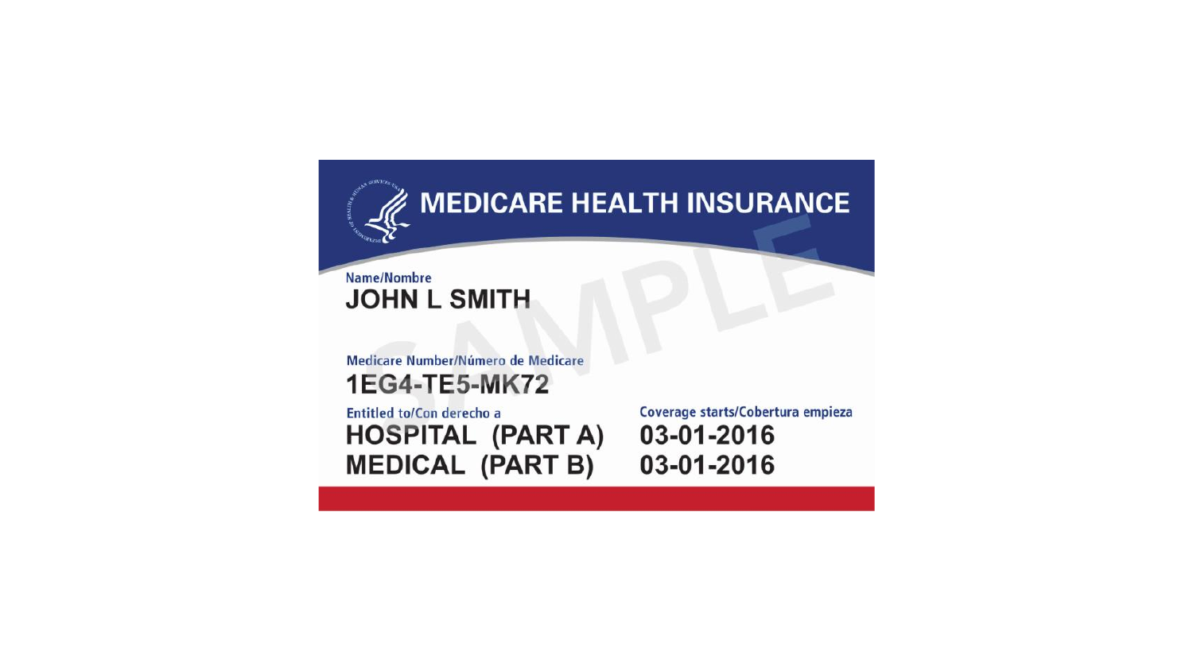# MEDICARE HEALTH INSURANCE

Name/Nombre
**JOHN L SMITH**

Medicare Number/Número de Medicare
**1EG4-TE5-MK72**

| Entitled to/Con derecho a | Coverage starts/Cobertura empieza |
| --- | --- |
| **HOSPITAL (PART A)** | **03-01-2016** |
| **MEDICAL (PART B)** | **03-01-2016** |

SAMPLE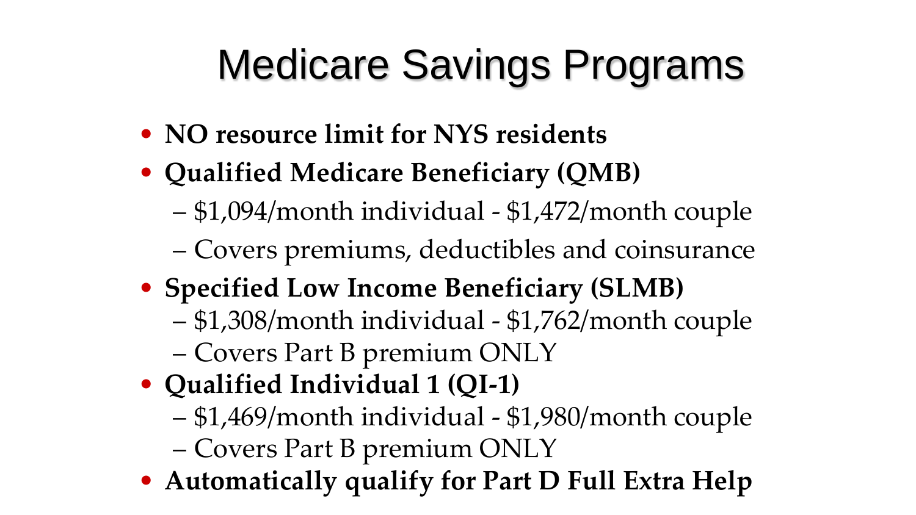# Medicare Savings Programs

- **NO resource limit for NYS residents**
- **Qualified Medicare Beneficiary (QMB)**
  - $1,094/month individual - $1,472/month couple
  - Covers premiums, deductibles and coinsurance
- **Specified Low Income Beneficiary (SLMB)**
  - $1,308/month individual - $1,762/month couple
  - Covers Part B premium ONLY
- **Qualified Individual 1 (QI-1)**
  - $1,469/month individual - $1,980/month couple
  - Covers Part B premium ONLY
- **Automatically qualify for Part D Full Extra Help**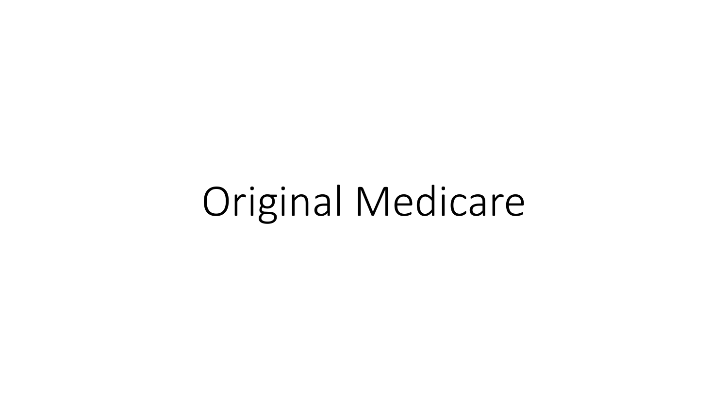# Original Medicare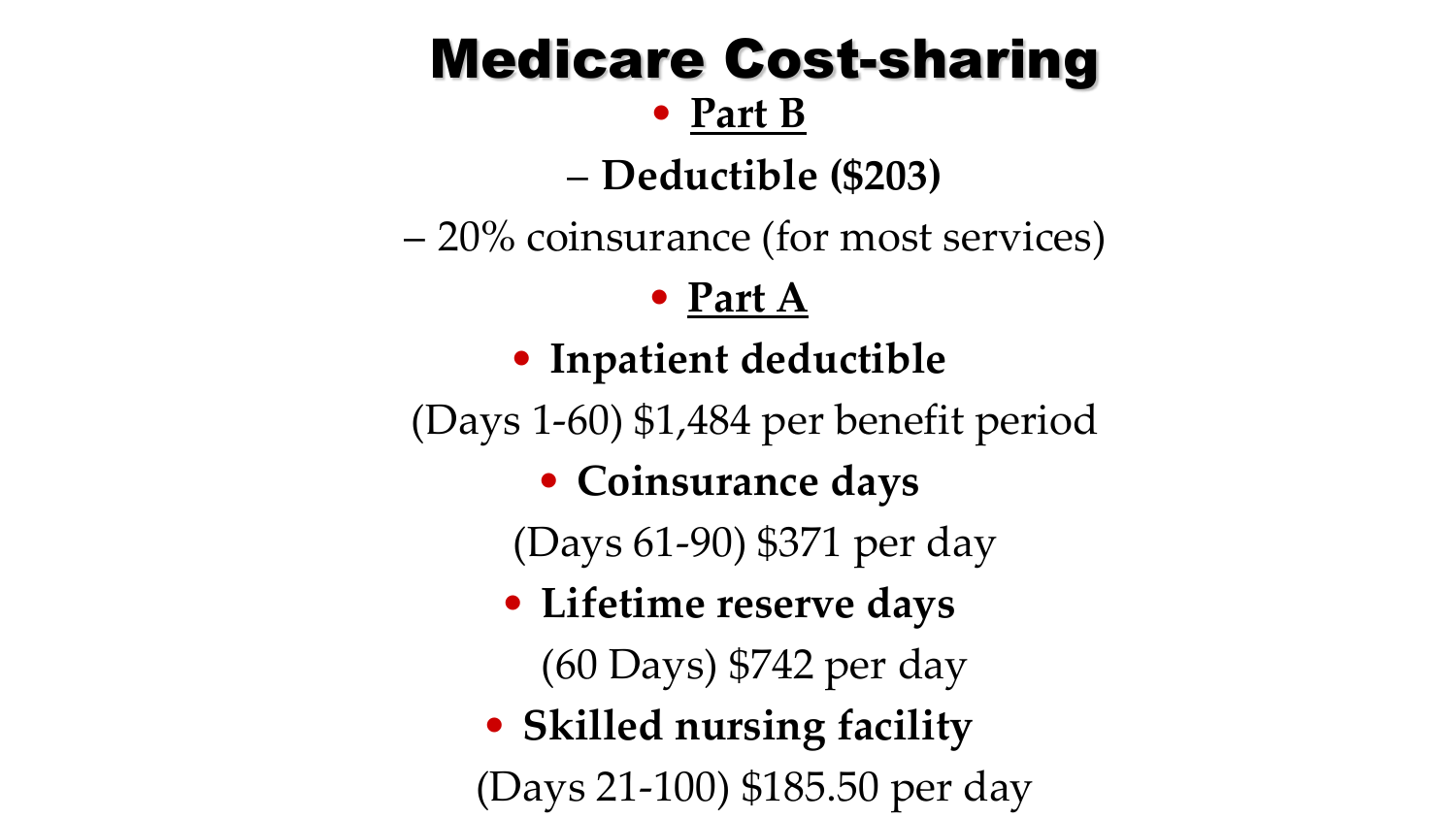# Medicare Cost-sharing

- **Part B**
  - **Deductible ($203)**
  - 20% coinsurance (for most services)
- **Part A**
- **Inatient deductible**

(Days 1-60) $1,484 per benefit period

- **Coinsurance days**

(Days 61-90) $371 per day

- **Lifetime reserve days**

(60 Days) $742 per day

- **Skilled nursing facility**

(Days 21-100) $185.50 per day

# Medicare Cost-sharing

- **Part B**
  - **Deductible ($203)**
  - 20% coinsurance (for most services)
- **Part A**
- **Inpatient deductible**

(Days 1-60) $1,484 per benefit period

- **Coinsurance days**

(Days 61-90) $371 per day

- **Lifetime reserve days**

(60 Days) $742 per day

- **Skilled nursing facility**

(Days 21-100) $185.50 per day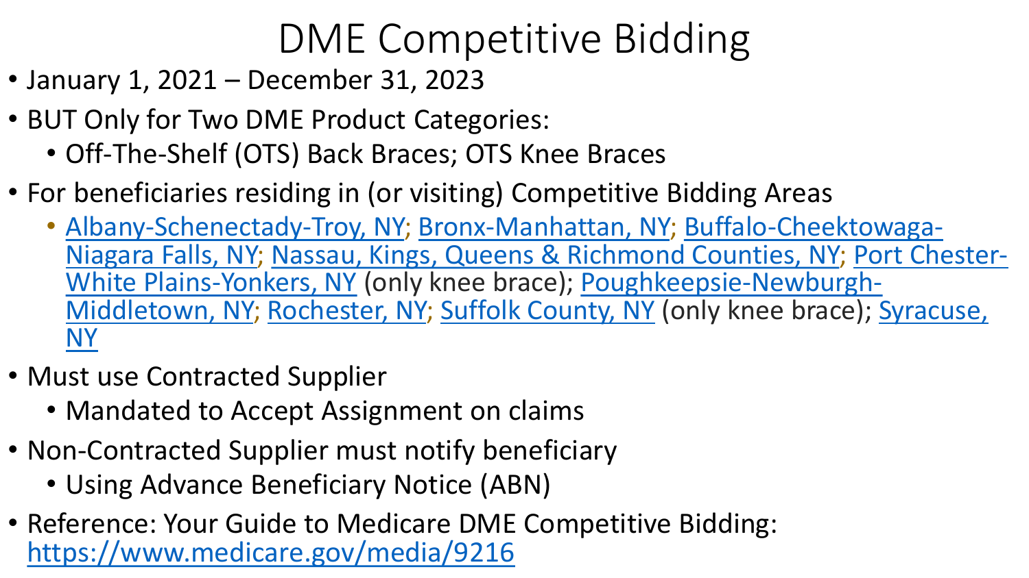# DME Competitive Bidding

- January 1, 2021 – December 31, 2023
- BUT Only for Two DME Product Categories:
  - Off-The-Shelf (OTS) Back Braces; OTS Knee Braces
- For beneficiaries residing in (or visiting) Competitive Bidding Areas
  - Albany-Schenectady-Troy, NY; Bronx-Manhattan, NY; Buffalo-Cheektowaga-Niagara Falls, NY; Nassau, Kings, Queens & Richmond Counties, NY; Port Chester-White Plains-Yonkers, NY (only knee brace); Poughkeepsie-Newburgh-Middletown, NY; Rochester, NY; Suffolk County, NY (only knee brace); Syracuse, NY
- Must use Contracted Supplier
  - Mandated to Accept Assignment on claims
- Non-Contracted Supplier must notify beneficiary
  - Using Advance Beneficiary Notice (ABN)
- Reference: Your Guide to Medicare DME Competitive Bidding: https://www.medicare.gov/media/9216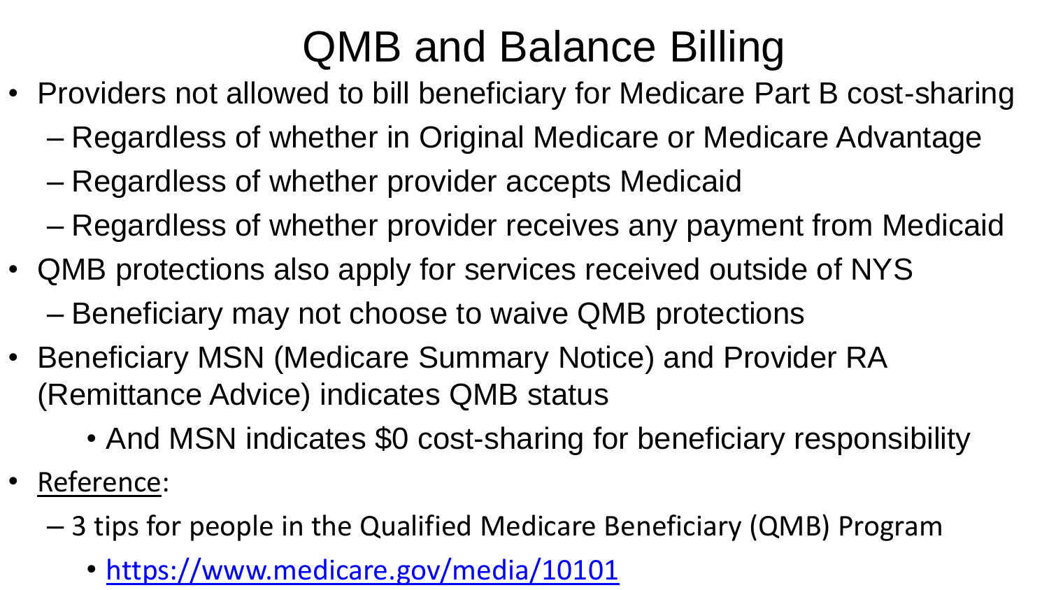# QMB and Balance Billing

- Providers not allowed to bill beneficiary for Medicare Part B cost-sharing
  - Regardless of whether in Original Medicare or Medicare Advantage
  - Regardless of whether provider accepts Medicaid
  - Regardless of whether provider receives any payment from Medicaid
- QMB protections also apply for services received outside of NYS
  - Beneficiary may not choose to waive QMB protections
- Beneficiary MSN (Medicare Summary Notice) and Provider RA (Remittance Advice) indicates QMB status
  - And MSN indicates $0 cost-sharing for beneficiary responsibility
- <u>Reference</u>:
  - 3 tips for people in the Qualified Medicare Beneficiary (QMB) Program
    - https://www.medicare.gov/media/10101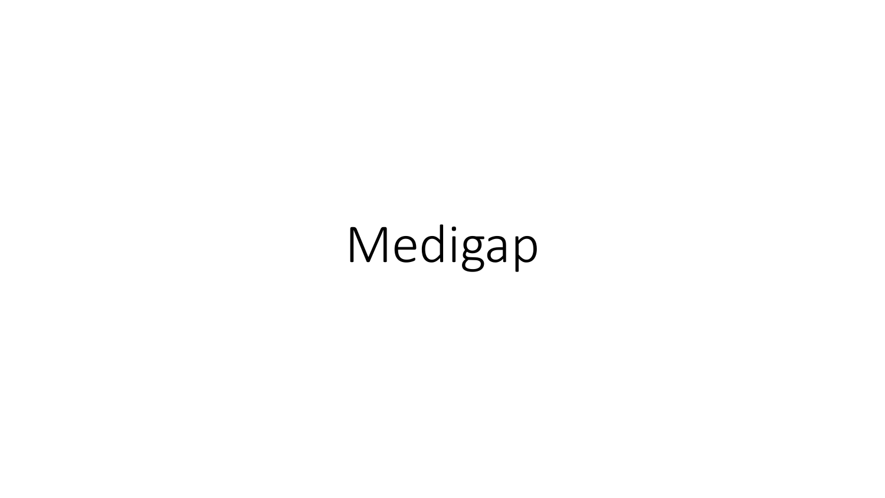# Medigap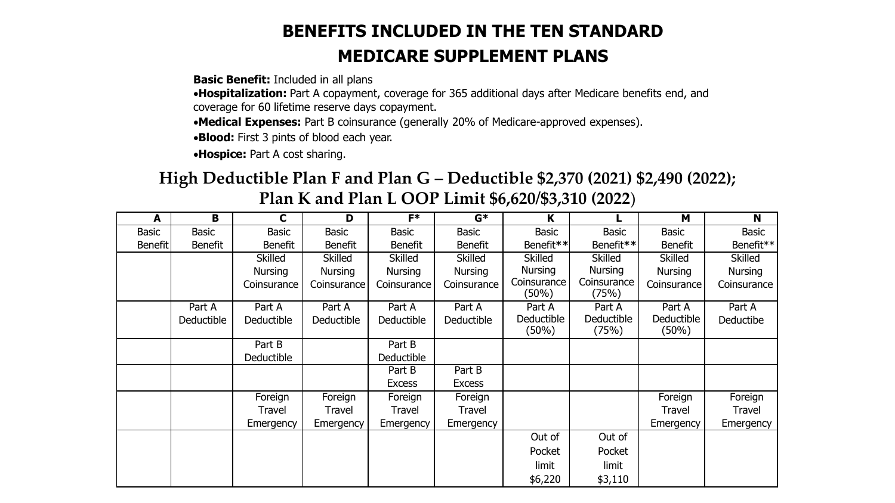# BENEFITS INCLUDED IN THE TEN STANDARD MEDICARE SUPPLEMENT PLANS

**Basic Benefit:** Included in all plans

- **Hospitalization:** Part A copayment, coverage for 365 additional days after Medicare benefits end, and coverage for 60 lifetime reserve days copayment.
- **Medical Expenses:** Part B coinsurance (generally 20% of Medicare-approved expenses).
- **Blood:** First 3 pints of blood each year.
- **Hospice:** Part A cost sharing.

## High Deductible Plan F and Plan G – Deductible $2,370 (2021) $2,490 (2022); Plan K and Plan L OOP Limit $6,620/$3,310 (2022)

| A | B | C | D | F* | G* | K | L | M | N |
|---|---|---|---|---|---|---|---|---|---|
| Basic Benefit | Basic Benefit | Basic Benefit | Basic Benefit | Basic Benefit | Basic Benefit | Basic Benefit** | Basic Benefit** | Basic Benefit | Basic Benefit** |
| | | Skilled Nursing Coinsurance | Skilled Nursing Coinsurance | Skilled Nursing Coinsurance | Skilled Nursing Coinsurance | Skilled Nursing Coinsurance (50%) | Skilled Nursing Coinsurance (75%) | Skilled Nursing Coinsurance | Skilled Nursing Coinsurance |
| | Part A Deductible | Part A Deductible | Part A Deductible | Part A Deductible | Part A Deductible | Part A Deductible (50%) | Part A Deductible (75%) | Part A Deductible (50%) | Part A Deductibe |
| | | Part B Deductible | | Part B Deductible | | | | | |
| | | | | Part B Excess | Part B Excess | | | | |
| | | Foreign Travel Emergency | Foreign Travel Emergency | Foreign Travel Emergency | Foreign Travel Emergency | | | Foreign Travel Emergency | Foreign Travel Emergency |
| | | | | | | Out of Pocket limit $6,220 | Out of Pocket limit $3,110 | | |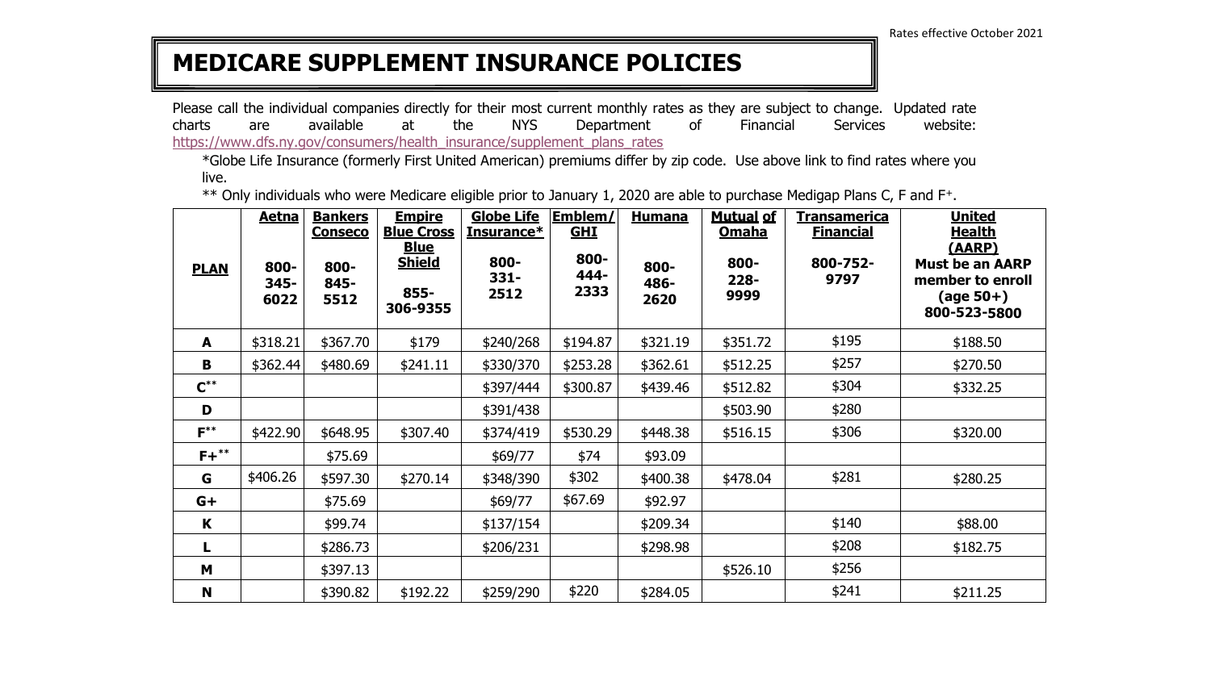Rates effective October 2021

# MEDICARE SUPPLEMENT INSURANCE POLICIES

Please call the individual companies directly for their most current monthly rates as they are subject to change. Updated rate charts are available at the NYS Department of Financial Services website: https://www.dfs.ny.gov/consumers/health_insurance/supplement_plans_rates

*Globe Life Insurance (formerly First United American) premiums differ by zip code. Use above link to find rates where you live.

** Only individuals who were Medicare eligible prior to January 1, 2020 are able to purchase Medigap Plans C, F and F+.

| PLAN | Aetna 800-345-6022 | Bankers Conseco 800-845-5512 | Empire Blue Cross Blue Shield 855-306-9355 | Globe Life Insurance* 800-331-2512 | Emblem/ GHI 800-444-2333 | Humana 800-486-2620 | Mutual of Omaha 800-228-9999 | Transamerica Financial 800-752-9797 | United Health (AARP) Must be an AARP member to enroll (age 50+) 800-523-5800 |
|---|---|---|---|---|---|---|---|---|---|
| **A** | $318.21 | $367.70 | $179 | $240/268 | $194.87 | $321.19 | $351.72 | $195 | $188.50 |
| **B** | $362.44 | $480.69 | $241.11 | $330/370 | $253.28 | $362.61 | $512.25 | $257 | $270.50 |
| **C**** | | | | $397/444 | $300.87 | $439.46 | $512.82 | $304 | $332.25 |
| **D** | | | | $391/438 | | | $503.90 | $280 | |
| **F**** | $422.90 | $648.95 | $307.40 | $374/419 | $530.29 | $448.38 | $516.15 | $306 | $320.00 |
| **F+**** | | $75.69 | | $69/77 | $74 | $93.09 | | | |
| **G** | $406.26 | $597.30 | $270.14 | $348/390 | $302 | $400.38 | $478.04 | $281 | $280.25 |
| **G+** | | $75.69 | | $69/77 | $67.69 | $92.97 | | | |
| **K** | | $99.74 | | $137/154 | | $209.34 | | $140 | $88.00 |
| **L** | | $286.73 | | $206/231 | | $298.98 | | $208 | $182.75 |
| **M** | | $397.13 | | | | | $526.10 | $256 | |
| **N** | | $390.82 | $192.22 | $259/290 | $220 | $284.05 | | $241 | $211.25 |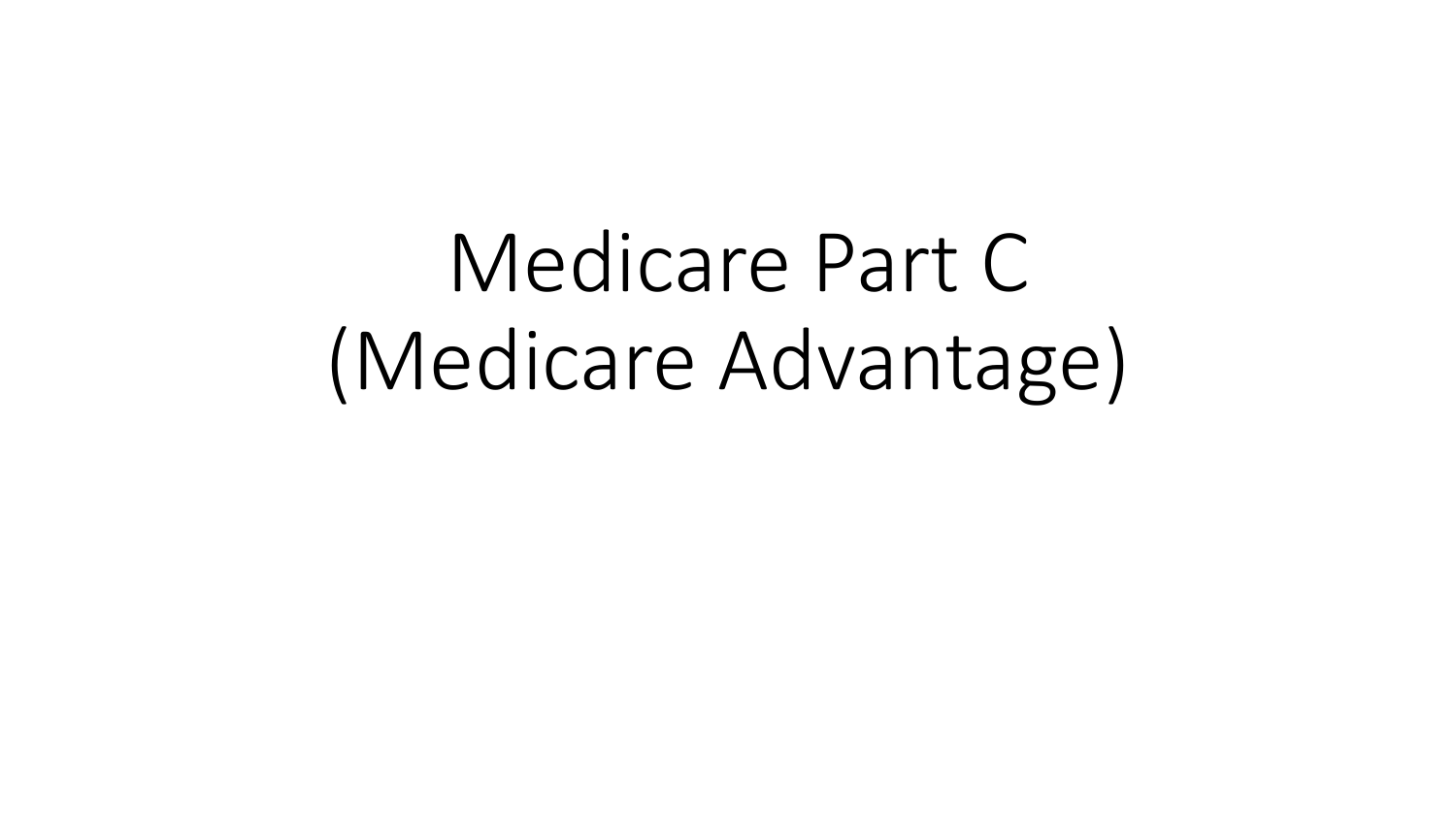# Medicare Part C
# (Medicare Advantage)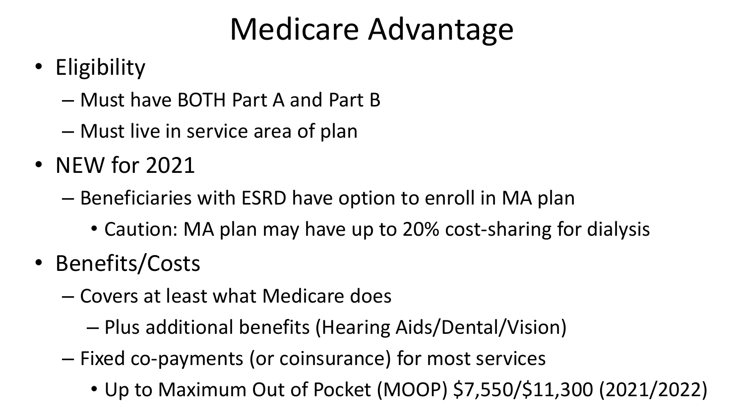# Medicare Advantage

- Eligibility
  - Must have BOTH Part A and Part B
  - Must live in service area of plan
- NEW for 2021
  - Beneficiaries with ESRD have option to enroll in MA plan
    - Caution: MA plan may have up to 20% cost-sharing for dialysis
- Benefits/Costs
  - Covers at least what Medicare does
    - Plus additional benefits (Hearing Aids/Dental/Vision)
  - Fixed co-payments (or coinsurance) for most services
    - Up to Maximum Out of Pocket (MOOP) $7,550/$11,300 (2021/2022)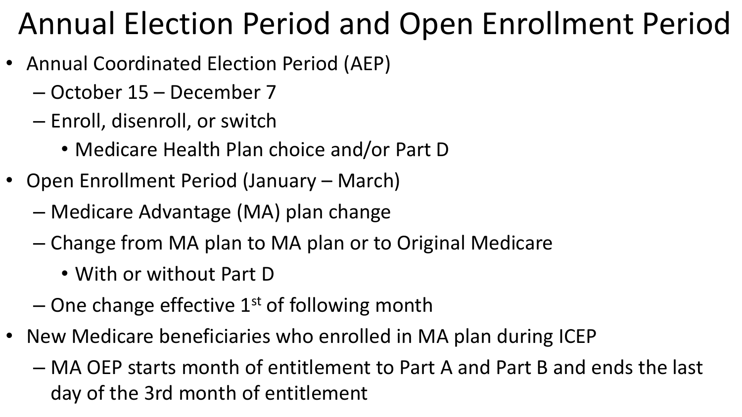# Annual Election Period and Open Enrollment Period

- Annual Coordinated Election Period (AEP)
  - October 15 – December 7
  - Enroll, disenroll, or switch
    - Medicare Health Plan choice and/or Part D
- Open Enrollment Period (January – March)
  - Medicare Advantage (MA) plan change
  - Change from MA plan to MA plan or to Original Medicare
    - With or without Part D
  - One change effective 1st of following month
- New Medicare beneficiaries who enrolled in MA plan during ICEP
  - MA OEP starts month of entitlement to Part A and Part B and ends the last day of the 3rd month of entitlement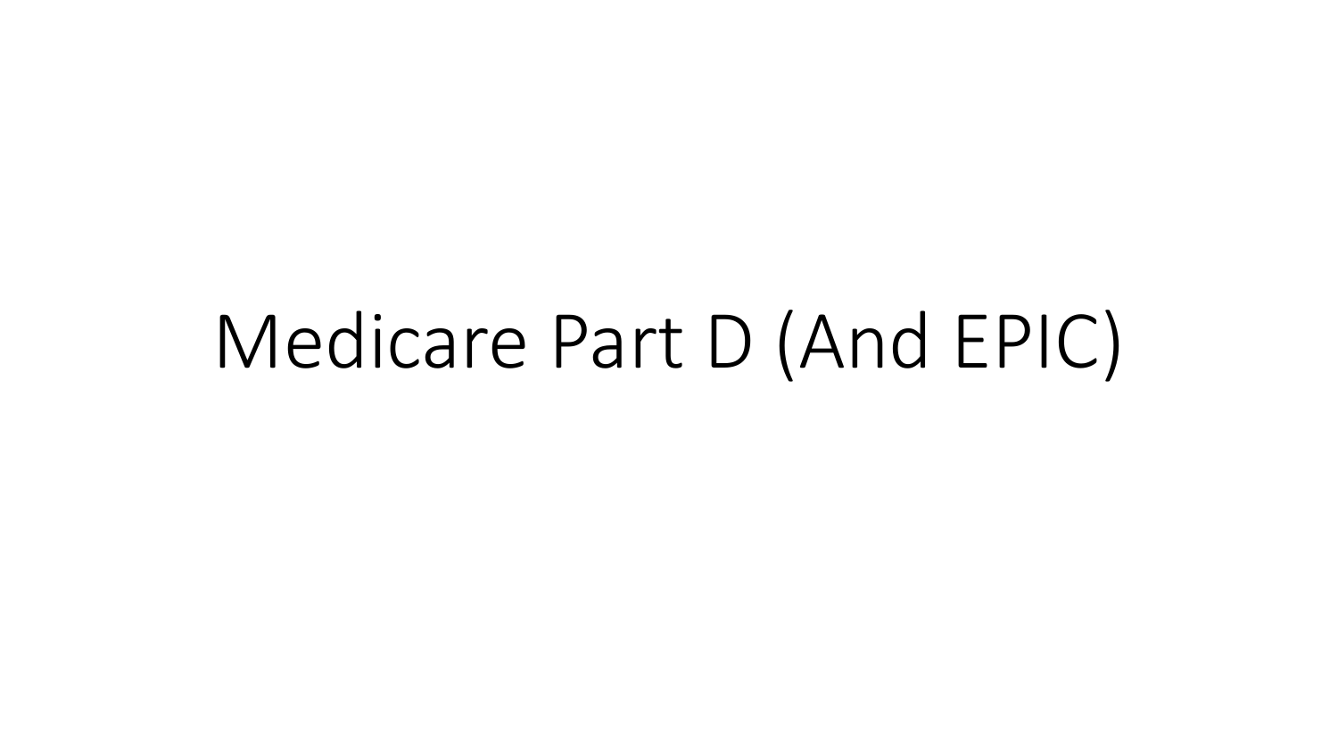# Medicare Part D (And EPIC)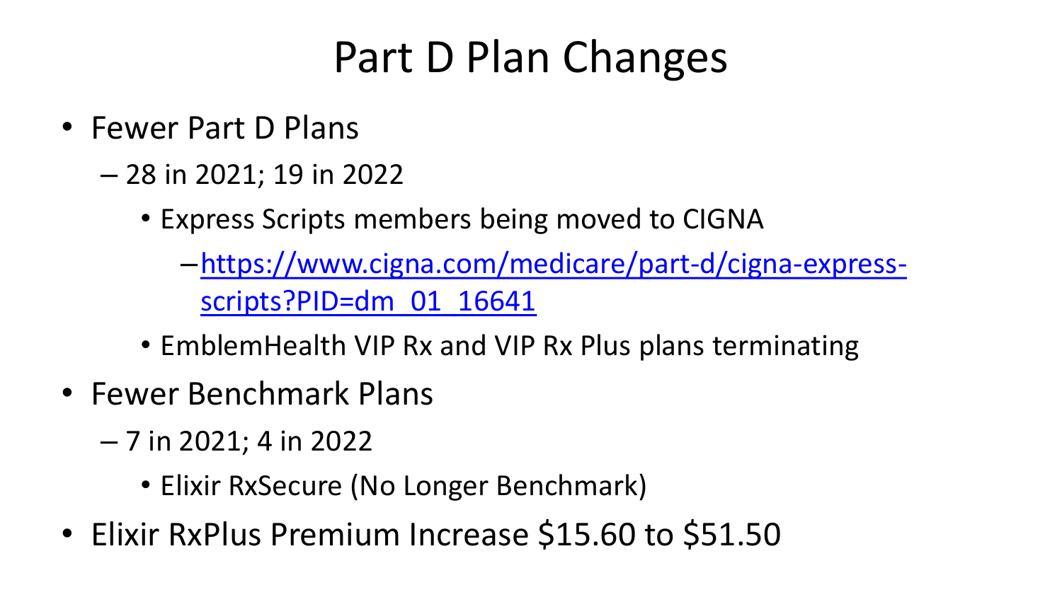# Part D Plan Changes

- Fewer Part D Plans
  - 28 in 2021; 19 in 2022
    - Express Scripts members being moved to CIGNA
      - [https://www.cigna.com/medicare/part-d/cigna-express-scripts?PID=dm_01_16641](https://www.cigna.com/medicare/part-d/cigna-express-scripts?PID=dm_01_16641)
    - EmblemHealth VIP Rx and VIP Rx Plus plans terminating
- Fewer Benchmark Plans
  - 7 in 2021; 4 in 2022
    - Elixir RxSecure (No Longer Benchmark)
- Elixir RxPlus Premium Increase $15.60 to $51.50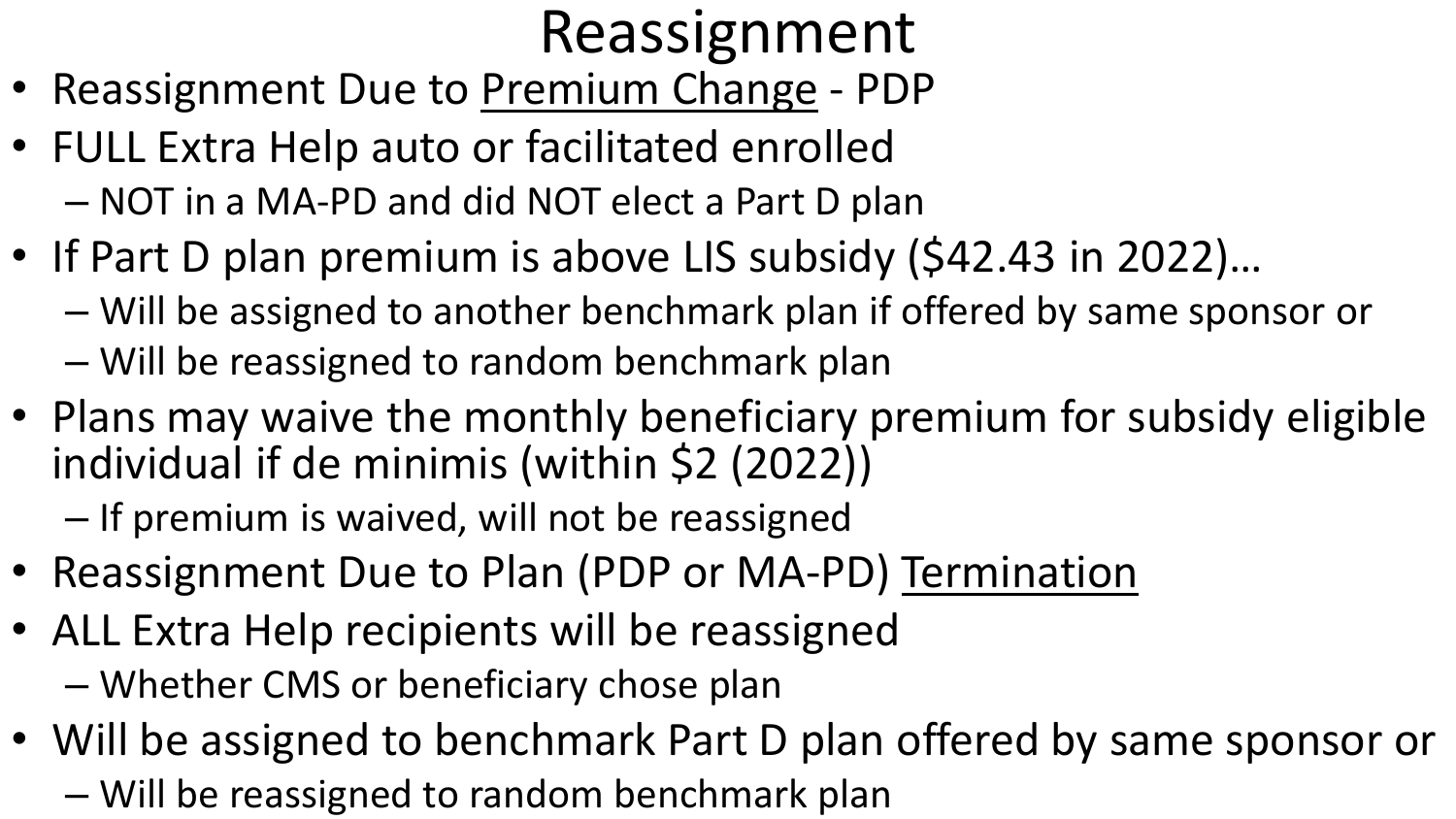# Reassignment

- Reassignment Due to <u>Premium Change</u> - PDP
- FULL Extra Help auto or facilitated enrolled
  - NOT in a MA-PD and did NOT elect a Part D plan
- If Part D plan premium is above LIS subsidy ($42.43 in 2022)…
  - Will be assigned to another benchmark plan if offered by same sponsor or
  - Will be reassigned to random benchmark plan
- Plans may waive the monthly beneficiary premium for subsidy eligible individual if de minimis (within $2 (2022))
  - If premium is waived, will not be reassigned
- Reassignment Due to Plan (PDP or MA-PD) <u>Termination</u>
- ALL Extra Help recipients will be reassigned
  - Whether CMS or beneficiary chose plan
- Will be assigned to benchmark Part D plan offered by same sponsor or
  - Will be reassigned to random benchmark plan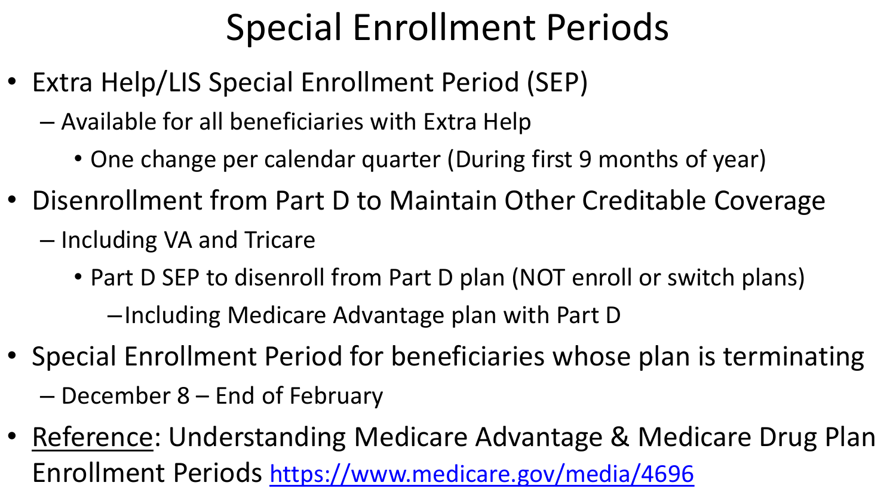# Special Enrollment Periods

- Extra Help/LIS Special Enrollment Period (SEP)
  - Available for all beneficiaries with Extra Help
    - One change per calendar quarter (During first 9 months of year)
- Disenrollment from Part D to Maintain Other Creditable Coverage
  - Including VA and Tricare
    - Part D SEP to disenroll from Part D plan (NOT enroll or switch plans)
      - Including Medicare Advantage plan with Part D
- Special Enrollment Period for beneficiaries whose plan is terminating
  - December 8 – End of February
- Reference: Understanding Medicare Advantage & Medicare Drug Plan Enrollment Periods https://www.medicare.gov/media/4696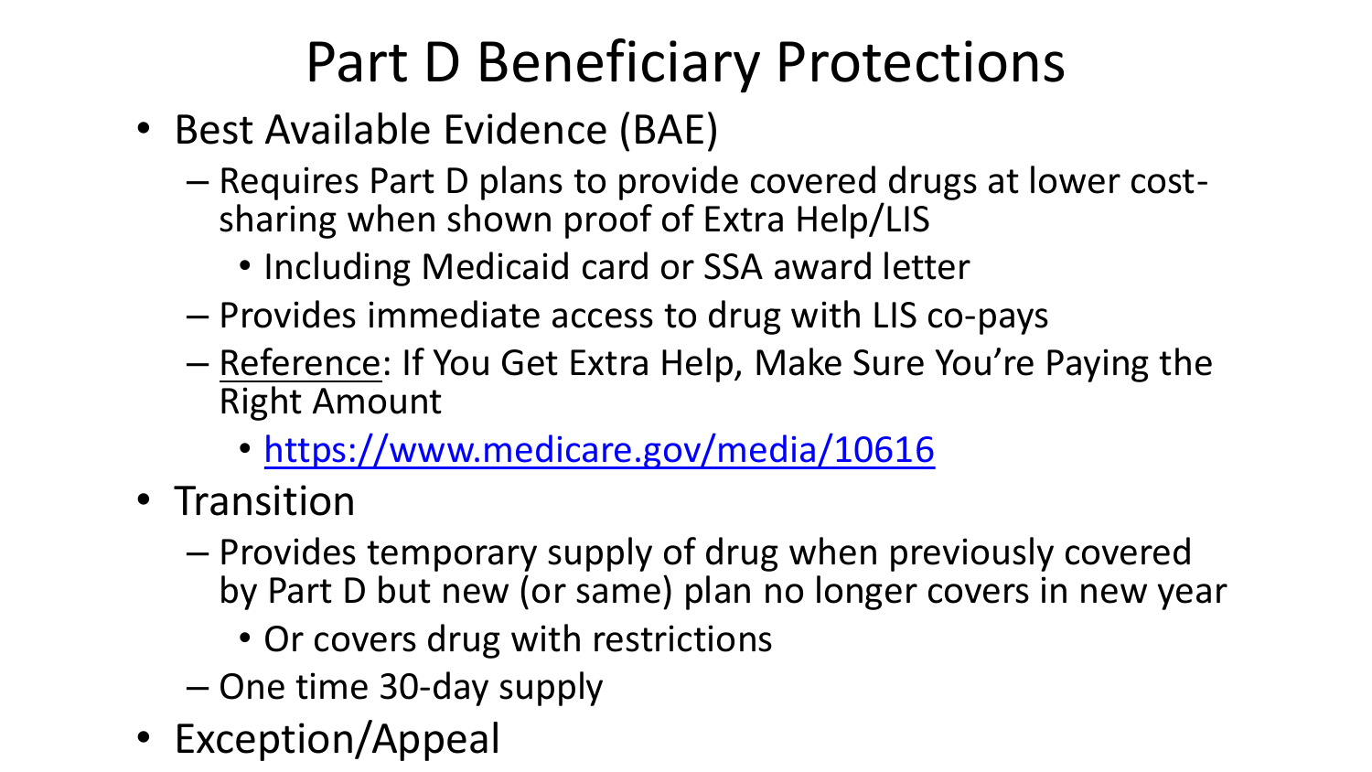# Part D Beneficiary Protections

- Best Available Evidence (BAE)
  - Requires Part D plans to provide covered drugs at lower cost-sharing when shown proof of Extra Help/LIS
    - Including Medicaid card or SSA award letter
  - Provides immediate access to drug with LIS co-pays
  - Reference: If You Get Extra Help, Make Sure You're Paying the Right Amount
    - https://www.medicare.gov/media/10616
- Transition
  - Provides temporary supply of drug when previously covered by Part D but new (or same) plan no longer covers in new year
    - Or covers drug with restrictions
  - One time 30-day supply
- Exception/Appeal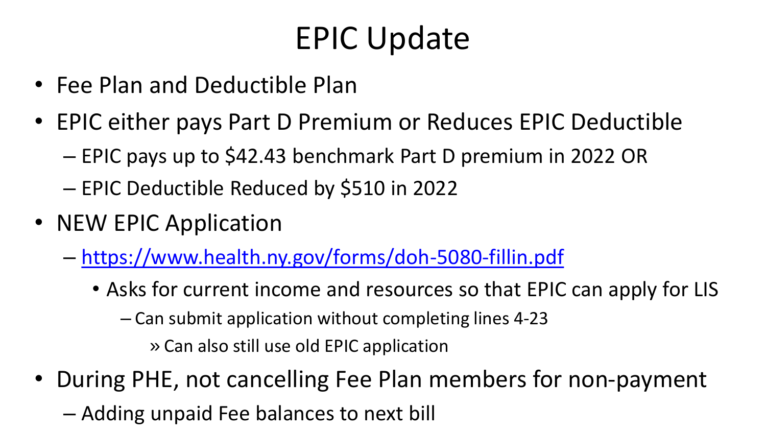# EPIC Update

- Fee Plan and Deductible Plan
- EPIC either pays Part D Premium or Reduces EPIC Deductible
  - EPIC pays up to $42.43 benchmark Part D premium in 2022 OR
  - EPIC Deductible Reduced by $510 in 2022
- NEW EPIC Application
  - https://www.health.ny.gov/forms/doh-5080-fillin.pdf
    - Asks for current income and resources so that EPIC can apply for LIS
      - Can submit application without completing lines 4-23
        - Can also still use old EPIC application
- During PHE, not cancelling Fee Plan members for non-payment
  - Adding unpaid Fee balances to next bill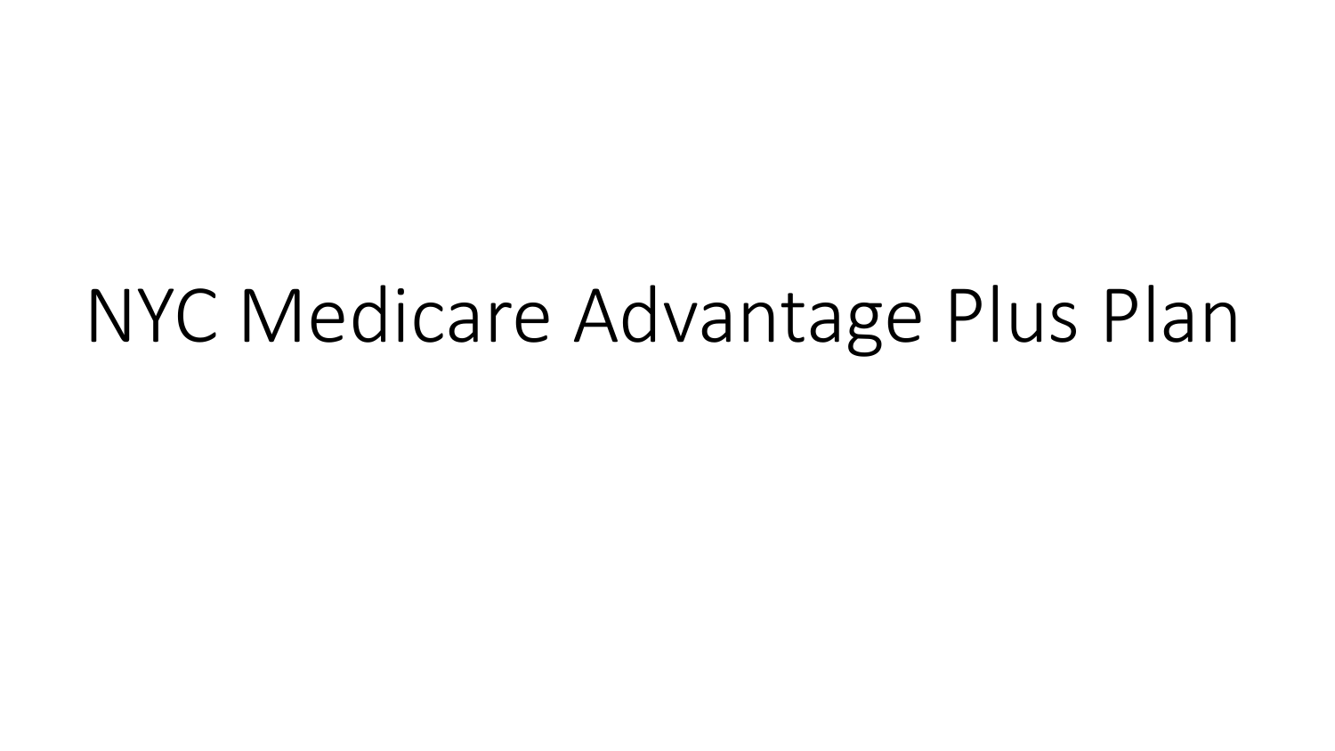# NYC Medicare Advantage Plus Plan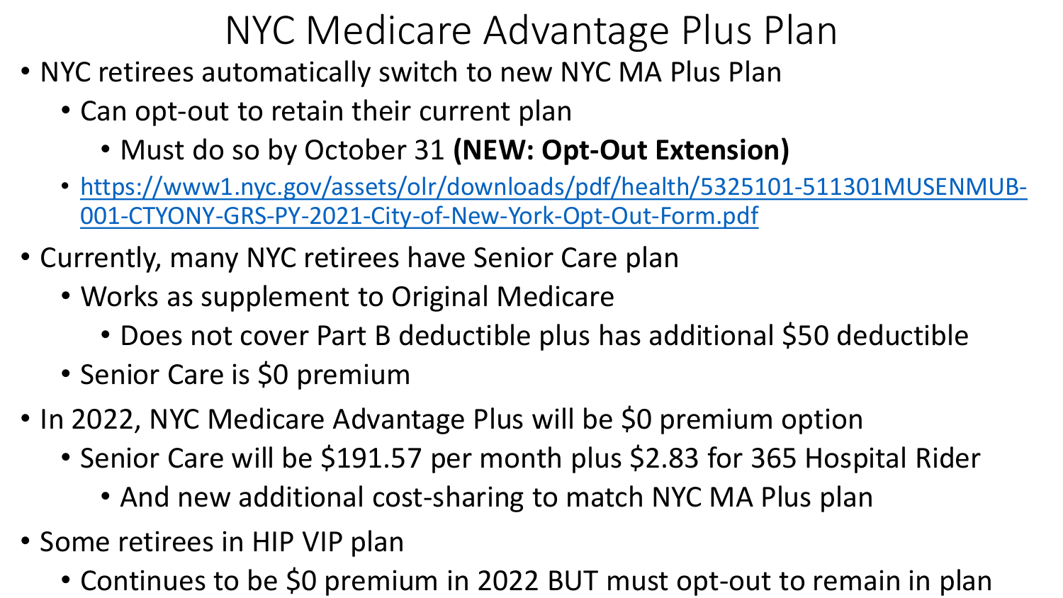# NYC Medicare Advantage Plus Plan

- NYC retirees automatically switch to new NYC MA Plus Plan
  - Can opt-out to retain their current plan
    - Must do so by October 31 **(NEW: Opt-Out Extension)**
  - [https://www1.nyc.gov/assets/olr/downloads/pdf/health/5325101-511301MUSENMUB-001-CTYONY-GRS-PY-2021-City-of-New-York-Opt-Out-Form.pdf](https://www1.nyc.gov/assets/olr/downloads/pdf/health/5325101-511301MUSENMUB-001-CTYONY-GRS-PY-2021-City-of-New-York-Opt-Out-Form.pdf)
- Currently, many NYC retirees have Senior Care plan
  - Works as supplement to Original Medicare
    - Does not cover Part B deductible plus has additional $50 deductible
  - Senior Care is $0 premium
- In 2022, NYC Medicare Advantage Plus will be $0 premium option
  - Senior Care will be $191.57 per month plus $2.83 for 365 Hospital Rider
    - And new additional cost-sharing to match NYC MA Plus plan
- Some retirees in HIP VIP plan
  - Continues to be $0 premium in 2022 BUT must opt-out to remain in plan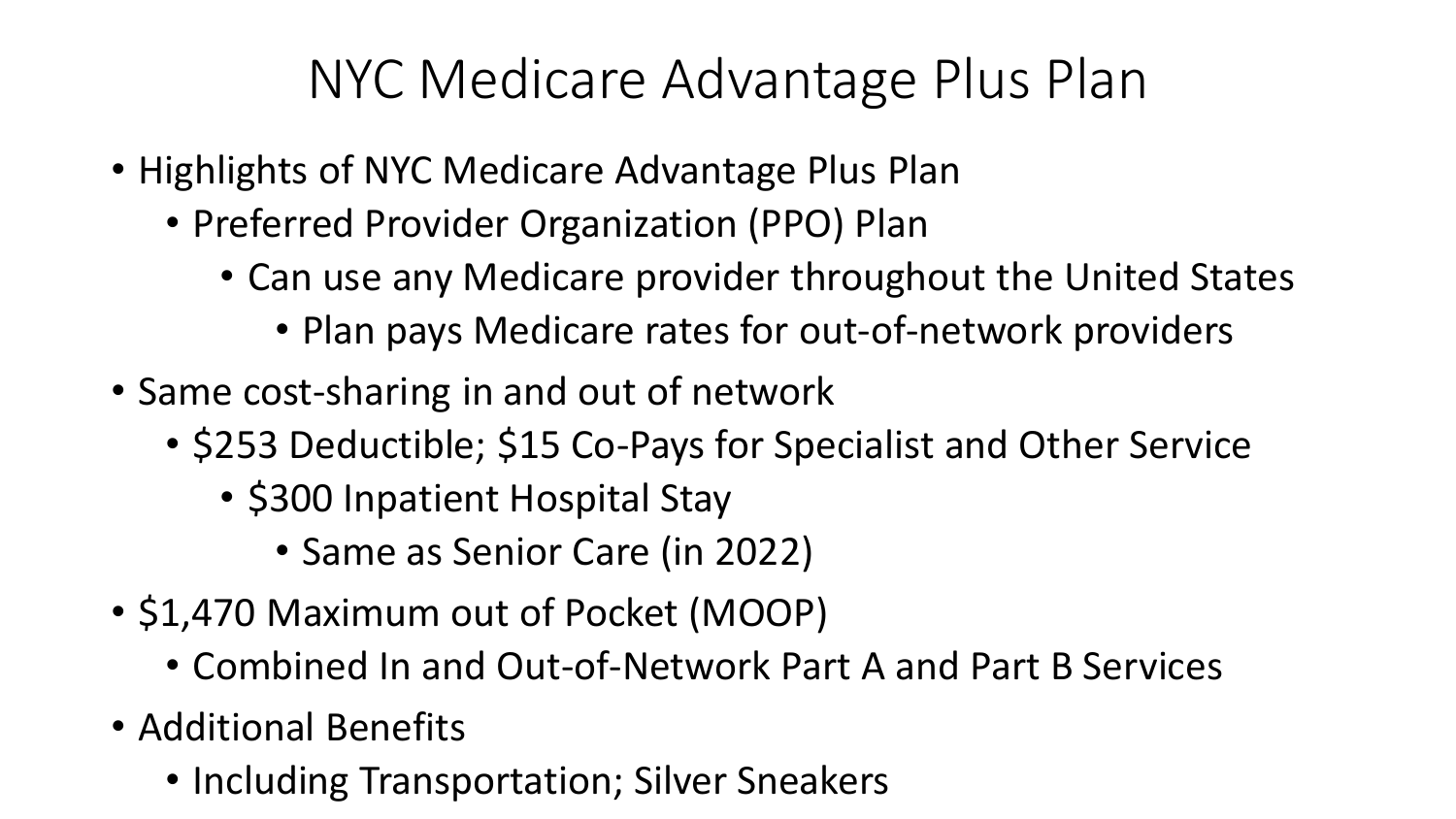# NYC Medicare Advantage Plus Plan

- Highlights of NYC Medicare Advantage Plus Plan
  - Preferred Provider Organization (PPO) Plan
    - Can use any Medicare provider throughout the United States
      - Plan pays Medicare rates for out-of-network providers
- Same cost-sharing in and out of network
  - $253 Deductible; $15 Co-Pays for Specialist and Other Service
    - $300 Inpatient Hospital Stay
      - Same as Senior Care (in 2022)
- $1,470 Maximum out of Pocket (MOOP)
  - Combined In and Out-of-Network Part A and Part B Services
- Additional Benefits
  - Including Transportation; Silver Sneakers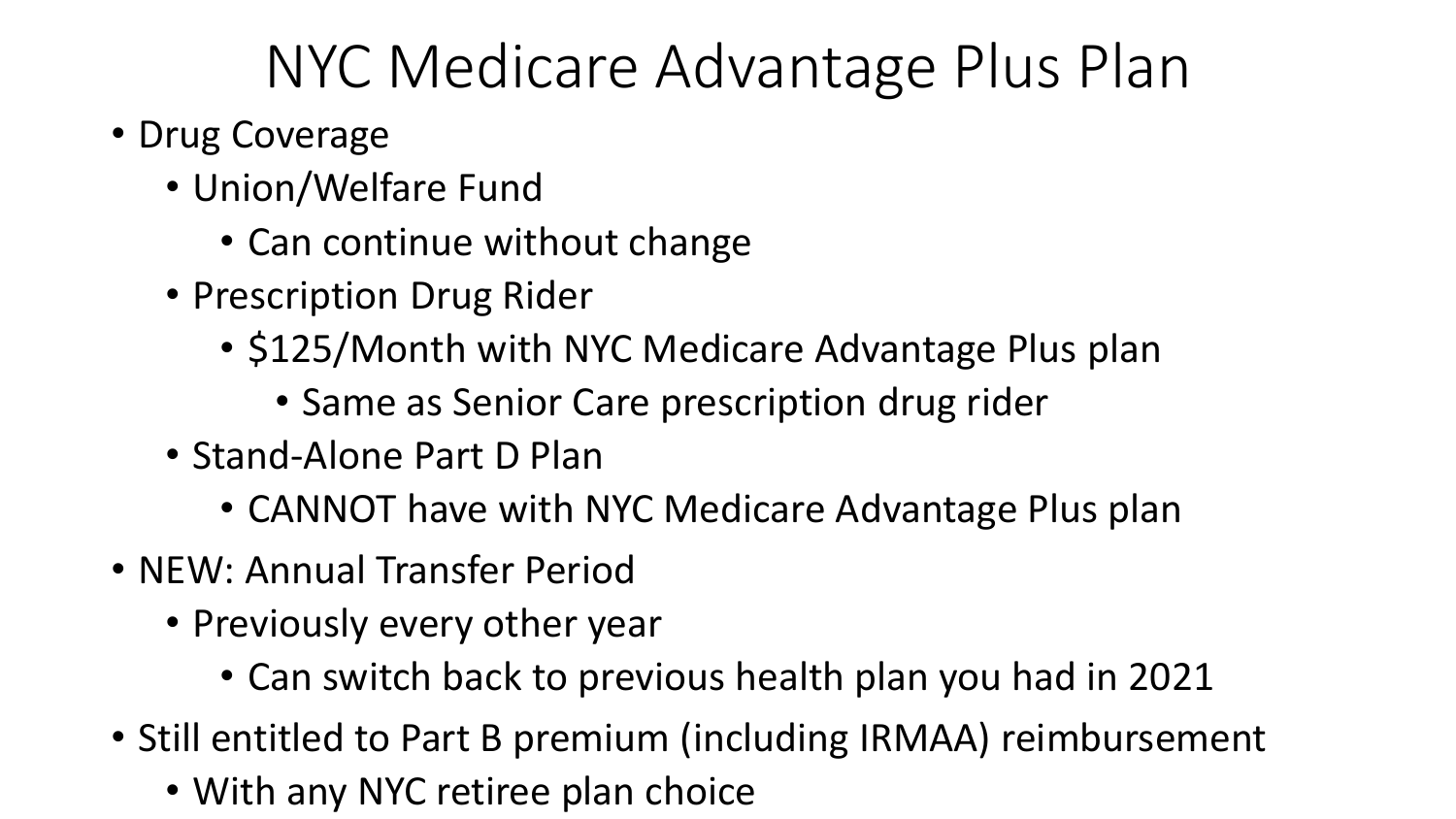# NYC Medicare Advantage Plus Plan

- Drug Coverage
  - Union/Welfare Fund
    - Can continue without change
  - Prescription Drug Rider
    - $125/Month with NYC Medicare Advantage Plus plan
      - Same as Senior Care prescription drug rider
  - Stand-Alone Part D Plan
    - CANNOT have with NYC Medicare Advantage Plus plan
- NEW: Annual Transfer Period
  - Previously every other year
    - Can switch back to previous health plan you had in 2021
- Still entitled to Part B premium (including IRMAA) reimbursement
  - With any NYC retiree plan choice